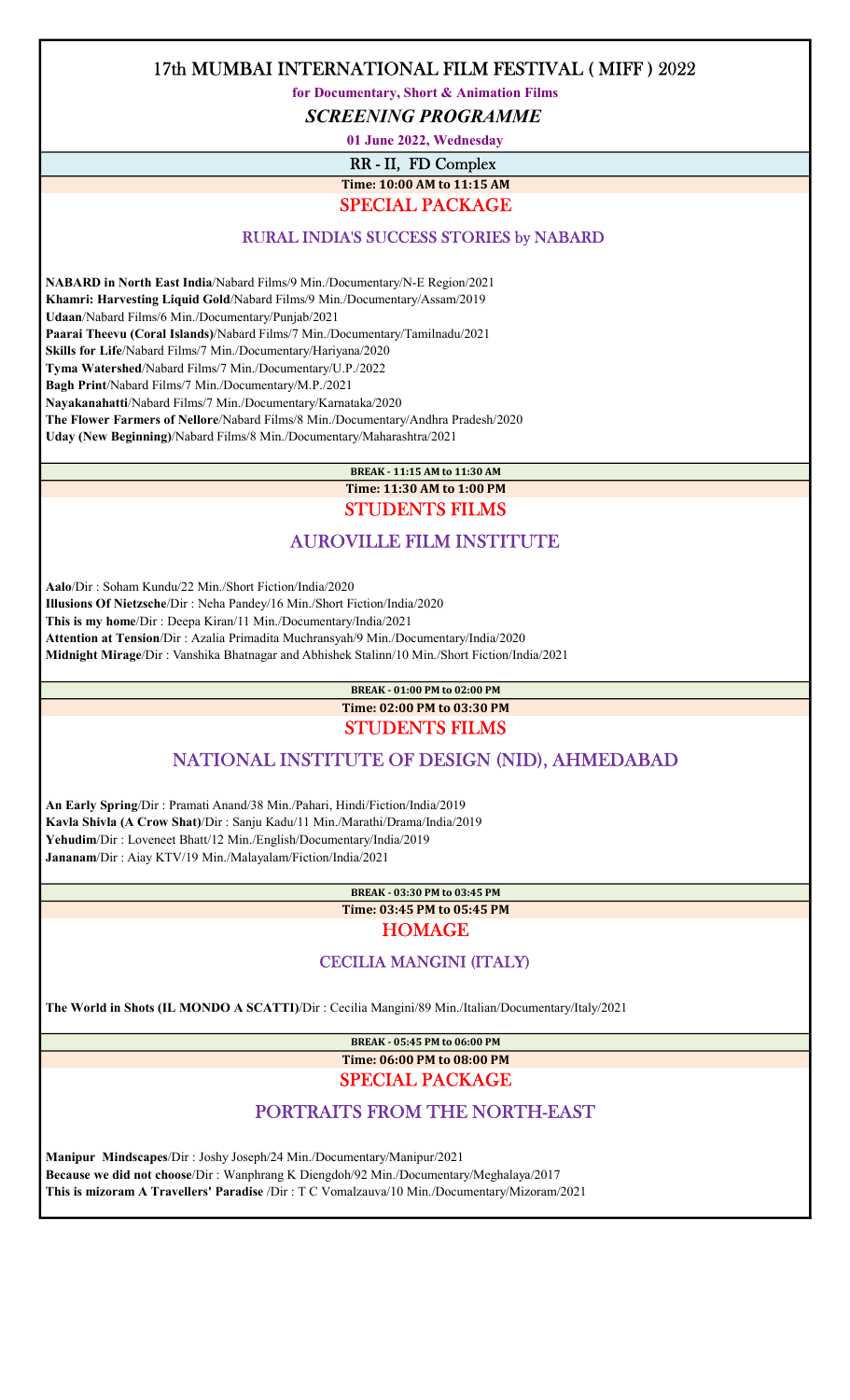# 17th MUMBAI INTERNATIONAL FILM FESTIVAL ( MIFF ) 2022

**for Documentary, Short & Animation Films**

***SCREENING PROGRAMME***

**01 June 2022, Wednesday**

## RR - II, FD Complex

**Time: 10:00 AM to 11:15 AM**

### SPECIAL PACKAGE

#### RURAL INDIA'S SUCCESS STORIES by NABARD

**NABARD in North East India**/Nabard Films/9 Min./Documentary/N-E Region/2021
**Khamri: Harvesting Liquid Gold**/Nabard Films/9 Min./Documentary/Assam/2019
**Udaan**/Nabard Films/6 Min./Documentary/Punjab/2021
**Paarai Theevu (Coral Islands)**/Nabard Films/7 Min./Documentary/Tamilnadu/2021
**Skills for Life**/Nabard Films/7 Min./Documentary/Hariyana/2020
**Tyma Watershed**/Nabard Films/7 Min./Documentary/U.P./2022
**Bagh Print**/Nabard Films/7 Min./Documentary/M.P./2021
**Nayakanahatti**/Nabard Films/7 Min./Documentary/Karnataka/2020
**The Flower Farmers of Nellore**/Nabard Films/8 Min./Documentary/Andhra Pradesh/2020
**Uday (New Beginning)**/Nabard Films/8 Min./Documentary/Maharashtra/2021

**BREAK - 11:15 AM to 11:30 AM**

**Time: 11:30 AM to 1:00 PM**

### STUDENTS FILMS

#### AUROVILLE FILM INSTITUTE

**Aalo**/Dir : Soham Kundu/22 Min./Short Fiction/India/2020
**Illusions Of Nietzsche**/Dir : Neha Pandey/16 Min./Short Fiction/India/2020
**This is my home**/Dir : Deepa Kiran/11 Min./Documentary/India/2021
**Attention at Tension**/Dir : Azalia Primadita Muchransyah/9 Min./Documentary/India/2020
**Midnight Mirage**/Dir : Vanshika Bhatnagar and Abhishek Stalinn/10 Min./Short Fiction/India/2021

**BREAK - 01:00 PM to 02:00 PM**

**Time: 02:00 PM to 03:30 PM**

### STUDENTS FILMS

#### NATIONAL INSTITUTE OF DESIGN (NID), AHMEDABAD

**An Early Spring**/Dir : Pramati Anand/38 Min./Pahari, Hindi/Fiction/India/2019
**Kavla Shivla (A Crow Shat)**/Dir : Sanju Kadu/11 Min./Marathi/Drama/India/2019
**Yehudim**/Dir : Loveneet Bhatt/12 Min./English/Documentary/India/2019
**Jananam**/Dir : Aiay KTV/19 Min./Malayalam/Fiction/India/2021

**BREAK - 03:30 PM to 03:45 PM**

**Time: 03:45 PM to 05:45 PM**

### HOMAGE

#### CECILIA MANGINI (ITALY)

**The World in Shots (IL MONDO A SCATTI)**/Dir : Cecilia Mangini/89 Min./Italian/Documentary/Italy/2021

**BREAK - 05:45 PM to 06:00 PM**

**Time: 06:00 PM to 08:00 PM**

### SPECIAL PACKAGE

#### PORTRAITS FROM THE NORTH-EAST

**Manipur Mindscapes**/Dir : Joshy Joseph/24 Min./Documentary/Manipur/2021
**Because we did not choose**/Dir : Wanphrang K Diengdoh/92 Min./Documentary/Meghalaya/2017
**This is mizoram A Travellers' Paradise** /Dir : T C Vomalzauva/10 Min./Documentary/Mizoram/2021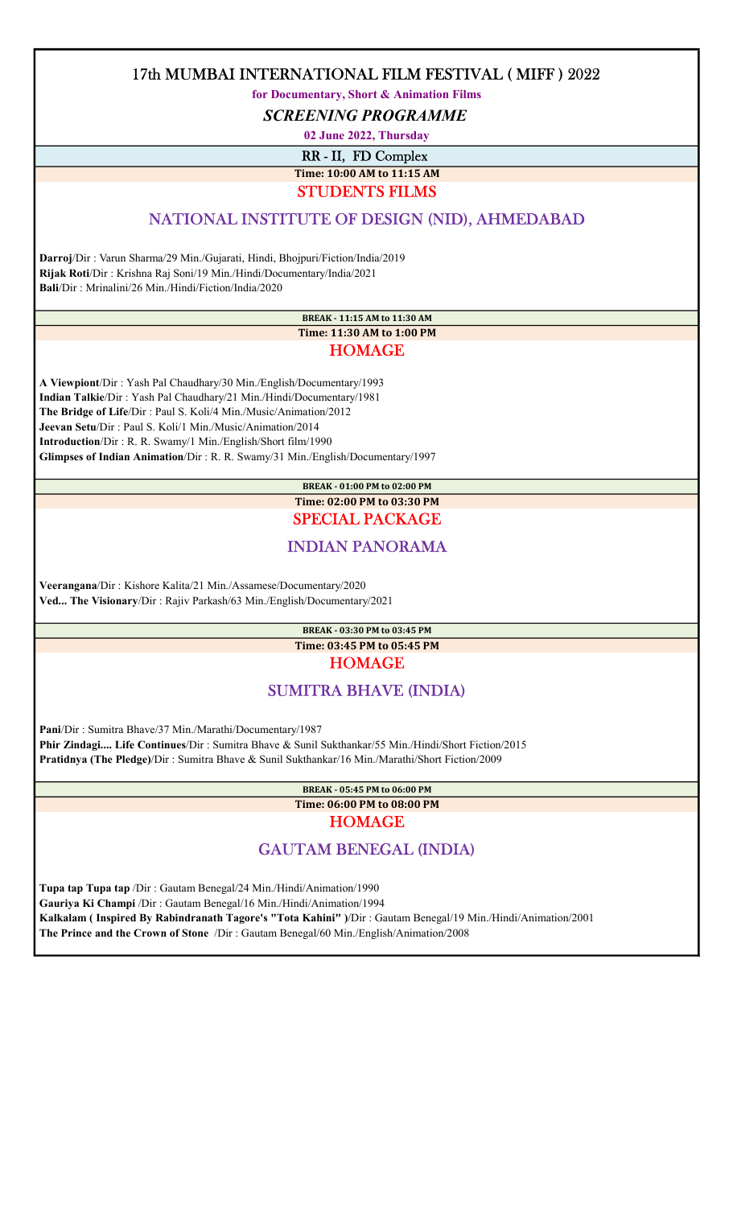# 17th MUMBAI INTERNATIONAL FILM FESTIVAL ( MIFF ) 2022

**for Documentary, Short & Animation Films**

***SCREENING PROGRAMME***

**02 June 2022, Thursday**

## RR - II, FD Complex

**Time: 10:00 AM to 11:15 AM**

### STUDENTS FILMS

### NATIONAL INSTITUTE OF DESIGN (NID), AHMEDABAD

**Darroj**/Dir : Varun Sharma/29 Min./Gujarati, Hindi, Bhojpuri/Fiction/India/2019
**Rijak Roti**/Dir : Krishna Raj Soni/19 Min./Hindi/Documentary/India/2021
**Bali**/Dir : Mrinalini/26 Min./Hindi/Fiction/India/2020

**BREAK - 11:15 AM to 11:30 AM**

**Time: 11:30 AM to 1:00 PM**

### HOMAGE

**A Viewpiont**/Dir : Yash Pal Chaudhary/30 Min./English/Documentary/1993
**Indian Talkie**/Dir : Yash Pal Chaudhary/21 Min./Hindi/Documentary/1981
**The Bridge of Life**/Dir : Paul S. Koli/4 Min./Music/Animation/2012
**Jeevan Setu**/Dir : Paul S. Koli/1 Min./Music/Animation/2014
**Introduction**/Dir : R. R. Swamy/1 Min./English/Short film/1990
**Glimpses of Indian Animation**/Dir : R. R. Swamy/31 Min./English/Documentary/1997

**BREAK - 01:00 PM to 02:00 PM**

**Time: 02:00 PM to 03:30 PM**

### SPECIAL PACKAGE

### INDIAN PANORAMA

**Veerangana**/Dir : Kishore Kalita/21 Min./Assamese/Documentary/2020
**Ved... The Visionary**/Dir : Rajiv Parkash/63 Min./English/Documentary/2021

**BREAK - 03:30 PM to 03:45 PM**

**Time: 03:45 PM to 05:45 PM**

### HOMAGE

### SUMITRA BHAVE (INDIA)

**Pani**/Dir : Sumitra Bhave/37 Min./Marathi/Documentary/1987
**Phir Zindagi.... Life Continues**/Dir : Sumitra Bhave & Sunil Sukthankar/55 Min./Hindi/Short Fiction/2015
**Pratidnya (The Pledge)**/Dir : Sumitra Bhave & Sunil Sukthankar/16 Min./Marathi/Short Fiction/2009

**BREAK - 05:45 PM to 06:00 PM**

**Time: 06:00 PM to 08:00 PM**

### HOMAGE

### GAUTAM BENEGAL (INDIA)

**Tupa tap Tupa tap** /Dir : Gautam Benegal/24 Min./Hindi/Animation/1990
**Gauriya Ki Champi** /Dir : Gautam Benegal/16 Min./Hindi/Animation/1994
**Kalkalam ( Inspired By Rabindranath Tagore's "Tota Kahini" )**/Dir : Gautam Benegal/19 Min./Hindi/Animation/2001
**The Prince and the Crown of Stone** /Dir : Gautam Benegal/60 Min./English/Animation/2008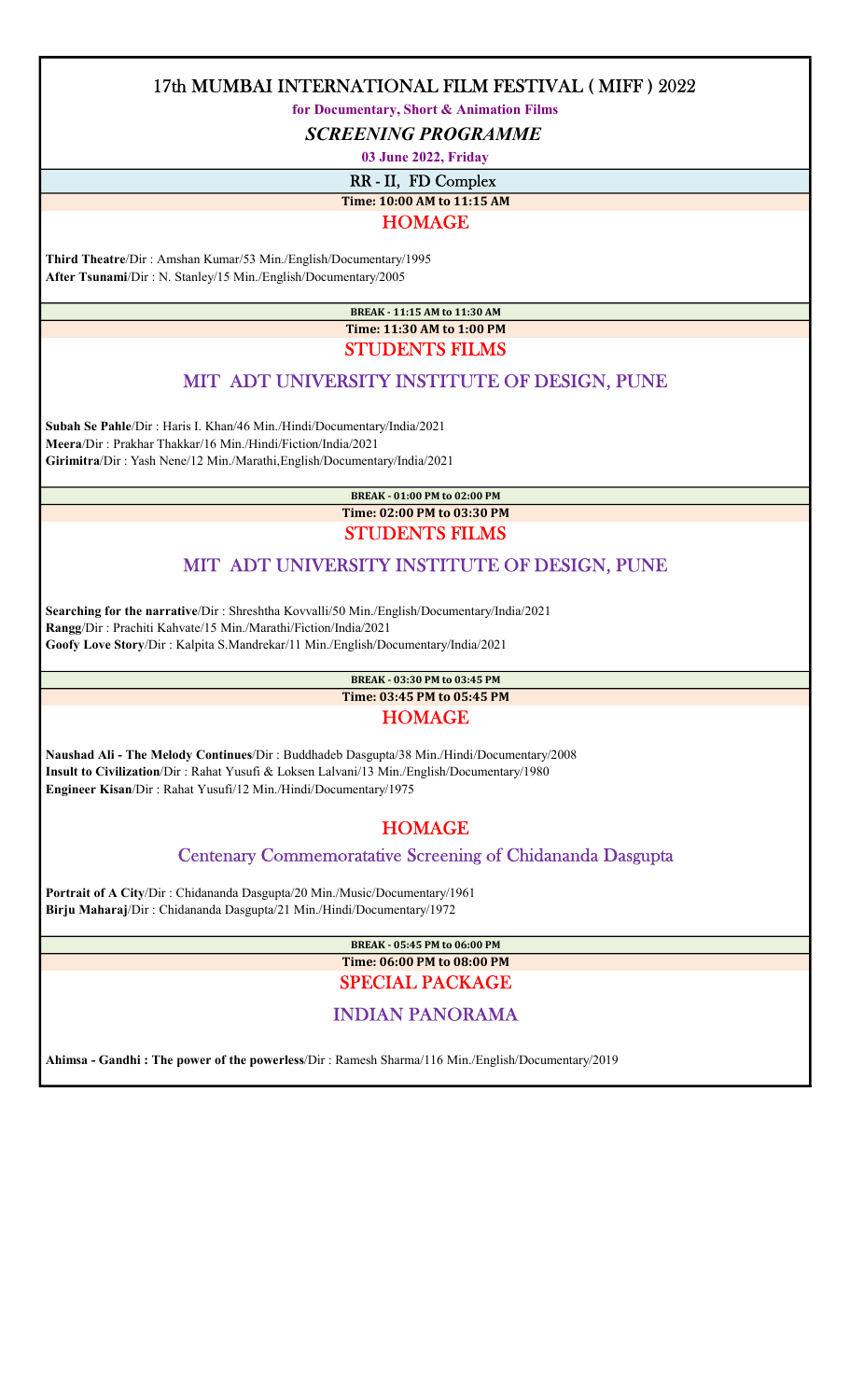# 17th MUMBAI INTERNATIONAL FILM FESTIVAL ( MIFF ) 2022

**for Documentary, Short & Animation Films**

***SCREENING PROGRAMME***

**03 June 2022, Friday**

## RR - II, FD Complex

**Time: 10:00 AM to 11:15 AM**

### HOMAGE

**Third Theatre**/Dir : Amshan Kumar/53 Min./English/Documentary/1995
**After Tsunami**/Dir : N. Stanley/15 Min./English/Documentary/2005

**BREAK - 11:15 AM to 11:30 AM**

**Time: 11:30 AM to 1:00 PM**

### STUDENTS FILMS

### MIT ADT UNIVERSITY INSTITUTE OF DESIGN, PUNE

**Subah Se Pahle**/Dir : Haris I. Khan/46 Min./Hindi/Documentary/India/2021
**Meera**/Dir : Prakhar Thakkar/16 Min./Hindi/Fiction/India/2021
**Girimitra**/Dir : Yash Nene/12 Min./Marathi,English/Documentary/India/2021

**BREAK - 01:00 PM to 02:00 PM**

**Time: 02:00 PM to 03:30 PM**

### STUDENTS FILMS

### MIT ADT UNIVERSITY INSTITUTE OF DESIGN, PUNE

**Searching for the narrative**/Dir : Shreshtha Kovvalli/50 Min./English/Documentary/India/2021
**Rangg**/Dir : Prachiti Kahvate/15 Min./Marathi/Fiction/India/2021
**Goofy Love Story**/Dir : Kalpita S.Mandrekar/11 Min./English/Documentary/India/2021

**BREAK - 03:30 PM to 03:45 PM**

**Time: 03:45 PM to 05:45 PM**

### HOMAGE

**Naushad Ali - The Melody Continues**/Dir : Buddhadeb Dasgupta/38 Min./Hindi/Documentary/2008
**Insult to Civilization**/Dir : Rahat Yusufi & Loksen Lalvani/13 Min./English/Documentary/1980
**Engineer Kisan**/Dir : Rahat Yusufi/12 Min./Hindi/Documentary/1975

### HOMAGE

### Centenary Commemoratative Screening of Chidananda Dasgupta

**Portrait of A City**/Dir : Chidananda Dasgupta/20 Min./Music/Documentary/1961
**Birju Maharaj**/Dir : Chidananda Dasgupta/21 Min./Hindi/Documentary/1972

**BREAK - 05:45 PM to 06:00 PM**

**Time: 06:00 PM to 08:00 PM**

### SPECIAL PACKAGE

### INDIAN PANORAMA

**Ahimsa - Gandhi : The power of the powerless**/Dir : Ramesh Sharma/116 Min./English/Documentary/2019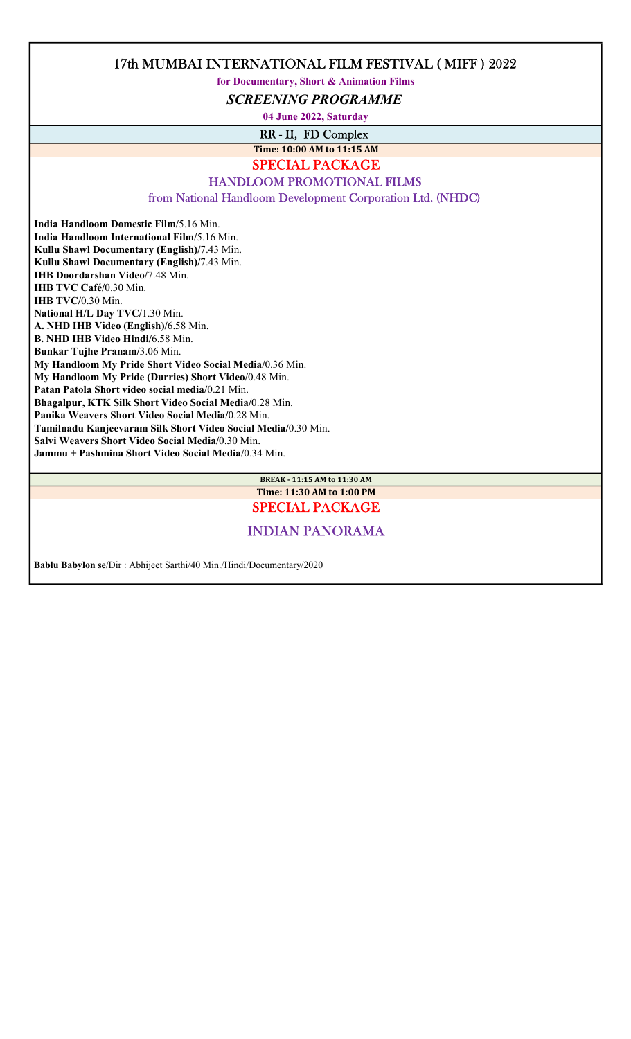# 17th MUMBAI INTERNATIONAL FILM FESTIVAL ( MIFF ) 2022

**for Documentary, Short & Animation Films**

***SCREENING PROGRAMME***

**04 June 2022, Saturday**

## RR - II, FD Complex

**Time: 10:00 AM to 11:15 AM**

### SPECIAL PACKAGE

### HANDLOOM PROMOTIONAL FILMS

from National Handloom Development Corporation Ltd. (NHDC)

**India Handloom Domestic Film**/5.16 Min.
**India Handloom International Film**/5.16 Min.
**Kullu Shawl Documentary (English)**/7.43 Min.
**Kullu Shawl Documentary (English)**/7.43 Min.
**IHB Doordarshan Video**/7.48 Min.
**IHB TVC Café**/0.30 Min.
**IHB TVC**/0.30 Min.
**National H/L Day TVC**/1.30 Min.
**A. NHD IHB Video (English)**/6.58 Min.
**B. NHD IHB Video Hindi**/6.58 Min.
**Bunkar Tujhe Pranam**/3.06 Min.
**My Handloom My Pride Short Video Social Media**/0.36 Min.
**My Handloom My Pride (Durries) Short Video**/0.48 Min.
**Patan Patola Short video social media**/0.21 Min.
**Bhagalpur, KTK Silk Short Video Social Media**/0.28 Min.
**Panika Weavers Short Video Social Media**/0.28 Min.
**Tamilnadu Kanjeevaram Silk Short Video Social Media**/0.30 Min.
**Salvi Weavers Short Video Social Media**/0.30 Min.
**Jammu + Pashmina Short Video Social Media**/0.34 Min.

**BREAK - 11:15 AM to 11:30 AM**

**Time: 11:30 AM to 1:00 PM**

### SPECIAL PACKAGE

### INDIAN PANORAMA

**Bablu Babylon se**/Dir : Abhijeet Sarthi/40 Min./Hindi/Documentary/2020